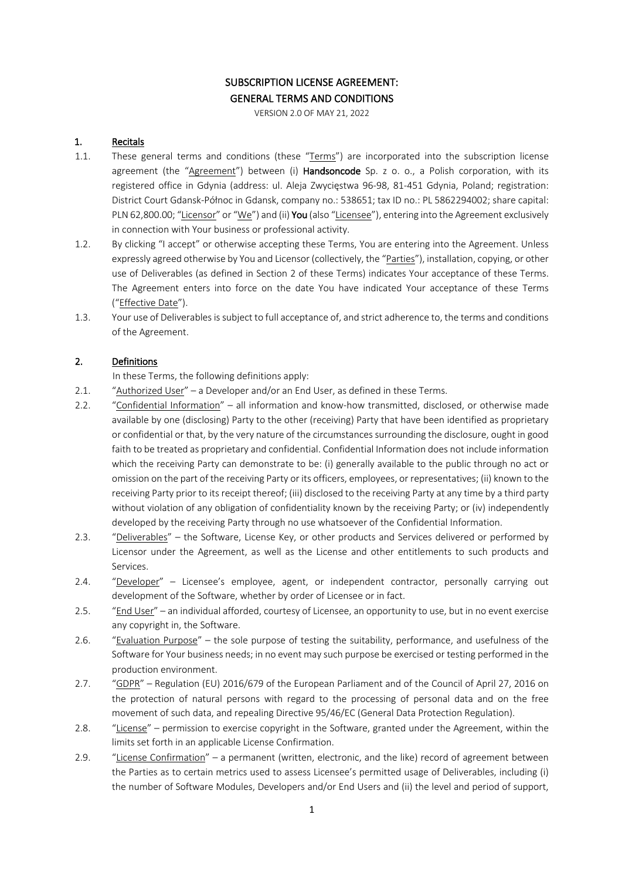# SUBSCRIPTION LICENSE AGREEMENT: GENERAL TERMS AND CONDITIONS

VERSION 2.0 OF MAY 21, 2022

## 1. Recitals

1.1. These general terms and conditions (these "Terms") are incorporated into the subscription license agreement (the "Agreement") between (i) **Handsoncode** Sp. z o. o., a Polish corporation, with its registered office in Gdynia (address: ul. Aleja Zwycięstwa 96-98, 81-451 Gdynia, Poland; registration: District Court Gdansk-Północ in Gdansk, company no.: 538651; tax ID no.: PL 5862294002; share capital: PLN 62,800.00; "Licensor" or "We") and (ii) **You** (also "Licensee"), entering into the Agreement exclusively in connection with Your business or professional activity.

1.2. By clicking "I accept" or otherwise accepting these Terms, You are entering into the Agreement. Unless expressly agreed otherwise by You and Licensor (collectively, the "Parties"), installation, copying, or other use of Deliverables (as defined in Section 2 of these Terms) indicates Your acceptance of these Terms. The Agreement enters into force on the date You have indicated Your acceptance of these Terms ("Effective Date").

1.3. Your use of Deliverables is subject to full acceptance of, and strict adherence to, the terms and conditions of the Agreement.

## 2. Definitions

In these Terms, the following definitions apply:

2.1. "Authorized User" – a Developer and/or an End User, as defined in these Terms.

2.2. "Confidential Information" – all information and know-how transmitted, disclosed, or otherwise made available by one (disclosing) Party to the other (receiving) Party that have been identified as proprietary or confidential or that, by the very nature of the circumstances surrounding the disclosure, ought in good faith to be treated as proprietary and confidential. Confidential Information does not include information which the receiving Party can demonstrate to be: (i) generally available to the public through no act or omission on the part of the receiving Party or its officers, employees, or representatives; (ii) known to the receiving Party prior to its receipt thereof; (iii) disclosed to the receiving Party at any time by a third party without violation of any obligation of confidentiality known by the receiving Party; or (iv) independently developed by the receiving Party through no use whatsoever of the Confidential Information.

2.3. "Deliverables" – the Software, License Key, or other products and Services delivered or performed by Licensor under the Agreement, as well as the License and other entitlements to such products and Services.

2.4. "Developer" – Licensee's employee, agent, or independent contractor, personally carrying out development of the Software, whether by order of Licensee or in fact.

2.5. "End User" – an individual afforded, courtesy of Licensee, an opportunity to use, but in no event exercise any copyright in, the Software.

2.6. "Evaluation Purpose" – the sole purpose of testing the suitability, performance, and usefulness of the Software for Your business needs; in no event may such purpose be exercised or testing performed in the production environment.

2.7. "GDPR" – Regulation (EU) 2016/679 of the European Parliament and of the Council of April 27, 2016 on the protection of natural persons with regard to the processing of personal data and on the free movement of such data, and repealing Directive 95/46/EC (General Data Protection Regulation).

2.8. "License" – permission to exercise copyright in the Software, granted under the Agreement, within the limits set forth in an applicable License Confirmation.

2.9. "License Confirmation" – a permanent (written, electronic, and the like) record of agreement between the Parties as to certain metrics used to assess Licensee's permitted usage of Deliverables, including (i) the number of Software Modules, Developers and/or End Users and (ii) the level and period of support,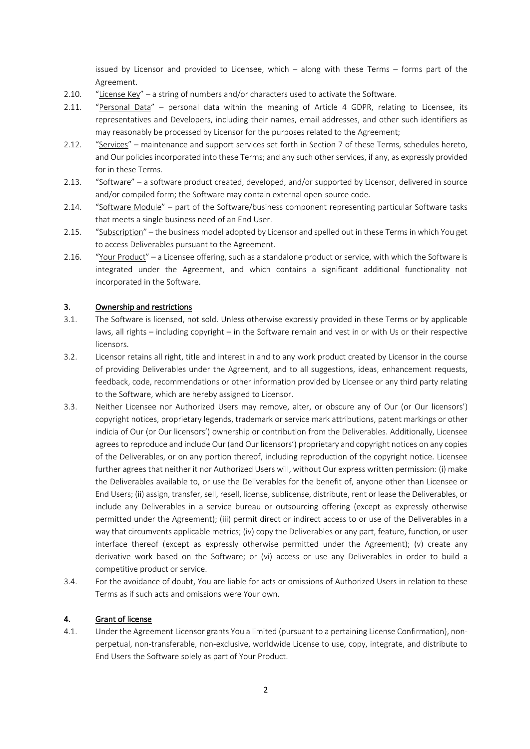issued by Licensor and provided to Licensee, which – along with these Terms – forms part of the Agreement.

2.10. "License Key" – a string of numbers and/or characters used to activate the Software.

2.11. "Personal Data" – personal data within the meaning of Article 4 GDPR, relating to Licensee, its representatives and Developers, including their names, email addresses, and other such identifiers as may reasonably be processed by Licensor for the purposes related to the Agreement;

2.12. "Services" – maintenance and support services set forth in Section 7 of these Terms, schedules hereto, and Our policies incorporated into these Terms; and any such other services, if any, as expressly provided for in these Terms.

2.13. "Software" – a software product created, developed, and/or supported by Licensor, delivered in source and/or compiled form; the Software may contain external open-source code.

2.14. "Software Module" – part of the Software/business component representing particular Software tasks that meets a single business need of an End User.

2.15. "Subscription" – the business model adopted by Licensor and spelled out in these Terms in which You get to access Deliverables pursuant to the Agreement.

2.16. "Your Product" – a Licensee offering, such as a standalone product or service, with which the Software is integrated under the Agreement, and which contains a significant additional functionality not incorporated in the Software.

## 3. Ownership and restrictions

3.1. The Software is licensed, not sold. Unless otherwise expressly provided in these Terms or by applicable laws, all rights – including copyright – in the Software remain and vest in or with Us or their respective licensors.

3.2. Licensor retains all right, title and interest in and to any work product created by Licensor in the course of providing Deliverables under the Agreement, and to all suggestions, ideas, enhancement requests, feedback, code, recommendations or other information provided by Licensee or any third party relating to the Software, which are hereby assigned to Licensor.

3.3. Neither Licensee nor Authorized Users may remove, alter, or obscure any of Our (or Our licensors') copyright notices, proprietary legends, trademark or service mark attributions, patent markings or other indicia of Our (or Our licensors') ownership or contribution from the Deliverables. Additionally, Licensee agrees to reproduce and include Our (and Our licensors') proprietary and copyright notices on any copies of the Deliverables, or on any portion thereof, including reproduction of the copyright notice. Licensee further agrees that neither it nor Authorized Users will, without Our express written permission: (i) make the Deliverables available to, or use the Deliverables for the benefit of, anyone other than Licensee or End Users; (ii) assign, transfer, sell, resell, license, sublicense, distribute, rent or lease the Deliverables, or include any Deliverables in a service bureau or outsourcing offering (except as expressly otherwise permitted under the Agreement); (iii) permit direct or indirect access to or use of the Deliverables in a way that circumvents applicable metrics; (iv) copy the Deliverables or any part, feature, function, or user interface thereof (except as expressly otherwise permitted under the Agreement); (v) create any derivative work based on the Software; or (vi) access or use any Deliverables in order to build a competitive product or service.

3.4. For the avoidance of doubt, You are liable for acts or omissions of Authorized Users in relation to these Terms as if such acts and omissions were Your own.

## 4. Grant of license

4.1. Under the Agreement Licensor grants You a limited (pursuant to a pertaining License Confirmation), non-perpetual, non-transferable, non-exclusive, worldwide License to use, copy, integrate, and distribute to End Users the Software solely as part of Your Product.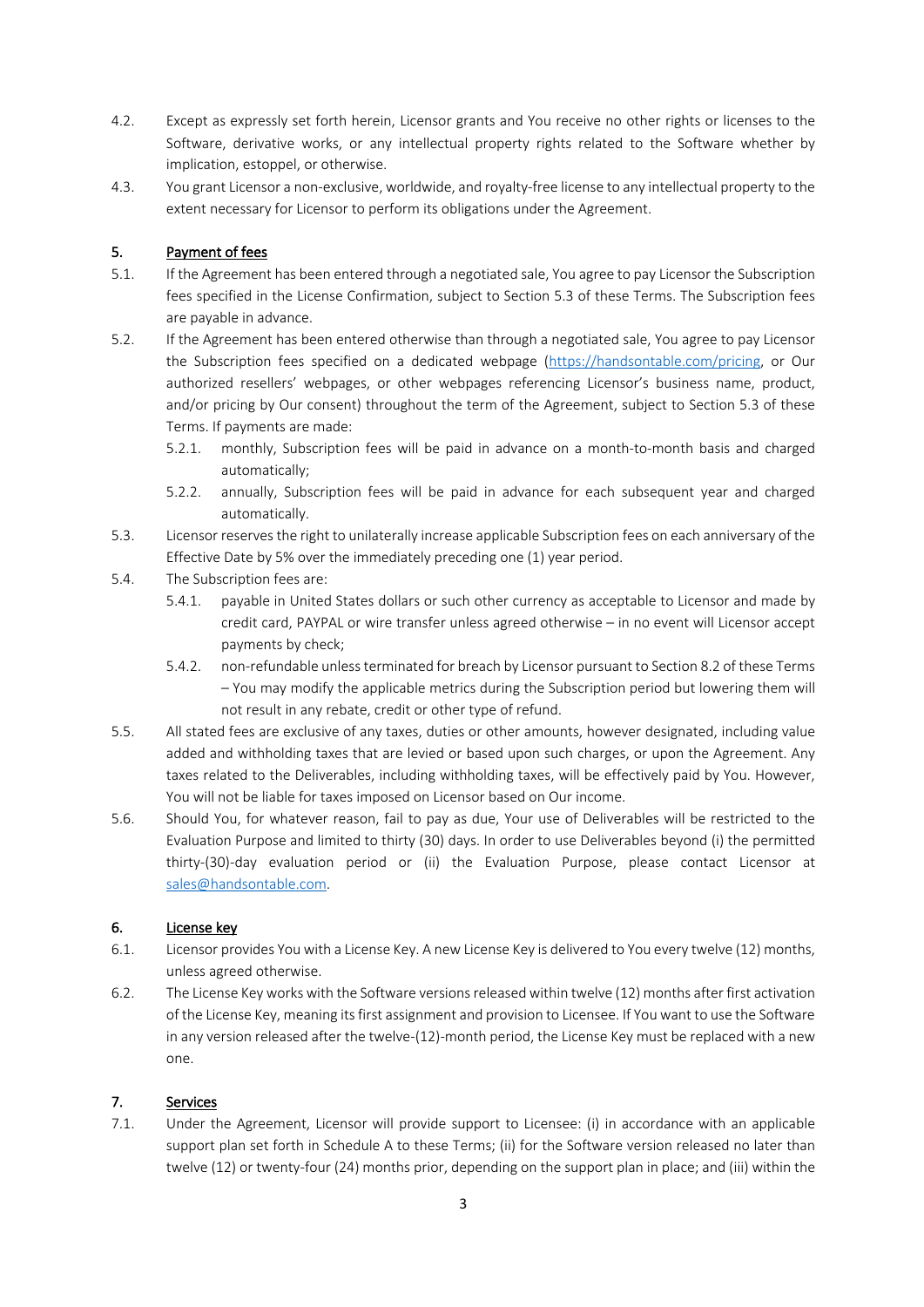4.2. Except as expressly set forth herein, Licensor grants and You receive no other rights or licenses to the Software, derivative works, or any intellectual property rights related to the Software whether by implication, estoppel, or otherwise.

4.3. You grant Licensor a non-exclusive, worldwide, and royalty-free license to any intellectual property to the extent necessary for Licensor to perform its obligations under the Agreement.

## 5. Payment of fees

5.1. If the Agreement has been entered through a negotiated sale, You agree to pay Licensor the Subscription fees specified in the License Confirmation, subject to Section 5.3 of these Terms. The Subscription fees are payable in advance.

5.2. If the Agreement has been entered otherwise than through a negotiated sale, You agree to pay Licensor the Subscription fees specified on a dedicated webpage ([https://handsontable.com/pricing](https://handsontable.com/pricing), or Our authorized resellers' webpages, or other webpages referencing Licensor's business name, product, and/or pricing by Our consent) throughout the term of the Agreement, subject to Section 5.3 of these Terms. If payments are made:

- 5.2.1. monthly, Subscription fees will be paid in advance on a month-to-month basis and charged automatically;
- 5.2.2. annually, Subscription fees will be paid in advance for each subsequent year and charged automatically.

5.3. Licensor reserves the right to unilaterally increase applicable Subscription fees on each anniversary of the Effective Date by 5% over the immediately preceding one (1) year period.

5.4. The Subscription fees are:

- 5.4.1. payable in United States dollars or such other currency as acceptable to Licensor and made by credit card, PAYPAL or wire transfer unless agreed otherwise – in no event will Licensor accept payments by check;
- 5.4.2. non-refundable unless terminated for breach by Licensor pursuant to Section 8.2 of these Terms – You may modify the applicable metrics during the Subscription period but lowering them will not result in any rebate, credit or other type of refund.

5.5. All stated fees are exclusive of any taxes, duties or other amounts, however designated, including value added and withholding taxes that are levied or based upon such charges, or upon the Agreement. Any taxes related to the Deliverables, including withholding taxes, will be effectively paid by You. However, You will not be liable for taxes imposed on Licensor based on Our income.

5.6. Should You, for whatever reason, fail to pay as due, Your use of Deliverables will be restricted to the Evaluation Purpose and limited to thirty (30) days. In order to use Deliverables beyond (i) the permitted thirty-(30)-day evaluation period or (ii) the Evaluation Purpose, please contact Licensor at [sales@handsontable.com](mailto:sales@handsontable.com).

## 6. License key

6.1. Licensor provides You with a License Key. A new License Key is delivered to You every twelve (12) months, unless agreed otherwise.

6.2. The License Key works with the Software versions released within twelve (12) months after first activation of the License Key, meaning its first assignment and provision to Licensee. If You want to use the Software in any version released after the twelve-(12)-month period, the License Key must be replaced with a new one.

## 7. Services

7.1. Under the Agreement, Licensor will provide support to Licensee: (i) in accordance with an applicable support plan set forth in Schedule A to these Terms; (ii) for the Software version released no later than twelve (12) or twenty-four (24) months prior, depending on the support plan in place; and (iii) within the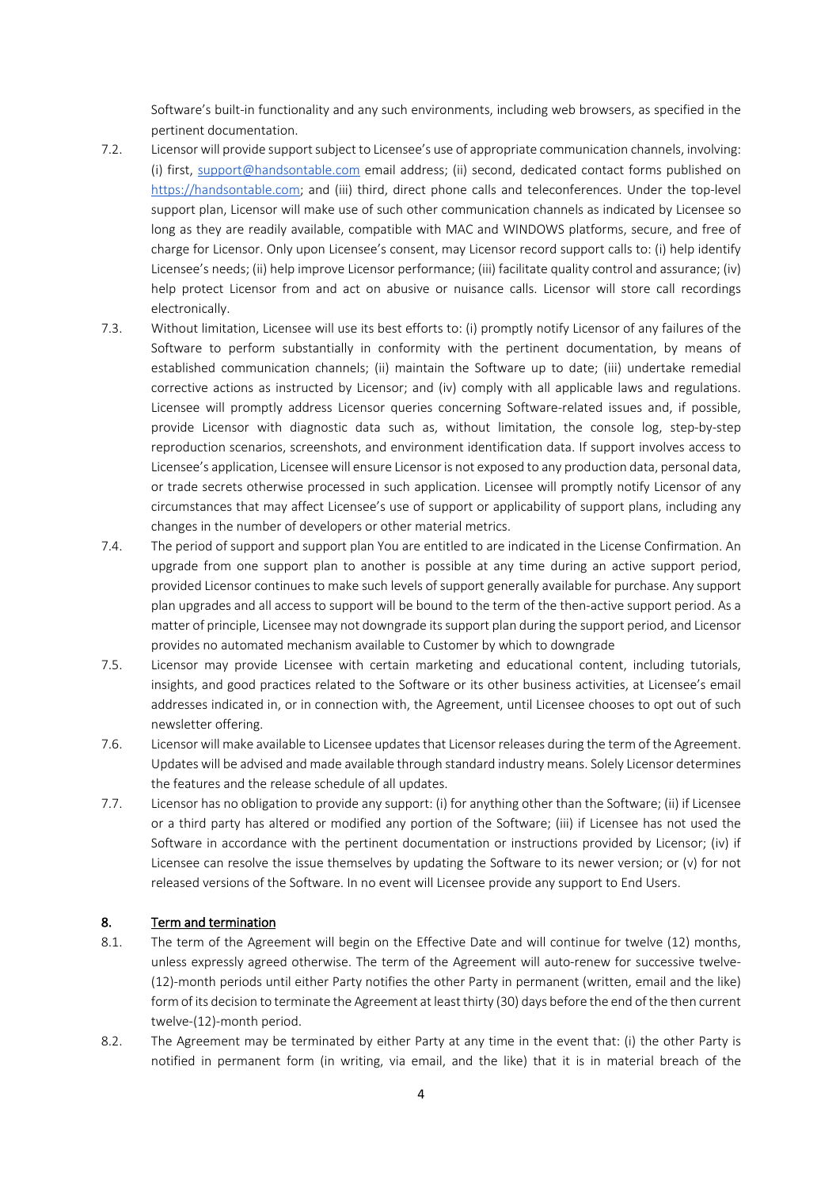Software's built-in functionality and any such environments, including web browsers, as specified in the pertinent documentation.

7.2. Licensor will provide support subject to Licensee's use of appropriate communication channels, involving: (i) first, [support@handsontable.com](mailto:support@handsontable.com) email address; (ii) second, dedicated contact forms published on [https://handsontable.com](https://handsontable.com); and (iii) third, direct phone calls and teleconferences. Under the top-level support plan, Licensor will make use of such other communication channels as indicated by Licensee so long as they are readily available, compatible with MAC and WINDOWS platforms, secure, and free of charge for Licensor. Only upon Licensee's consent, may Licensor record support calls to: (i) help identify Licensee's needs; (ii) help improve Licensor performance; (iii) facilitate quality control and assurance; (iv) help protect Licensor from and act on abusive or nuisance calls. Licensor will store call recordings electronically.

7.3. Without limitation, Licensee will use its best efforts to: (i) promptly notify Licensor of any failures of the Software to perform substantially in conformity with the pertinent documentation, by means of established communication channels; (ii) maintain the Software up to date; (iii) undertake remedial corrective actions as instructed by Licensor; and (iv) comply with all applicable laws and regulations. Licensee will promptly address Licensor queries concerning Software-related issues and, if possible, provide Licensor with diagnostic data such as, without limitation, the console log, step-by-step reproduction scenarios, screenshots, and environment identification data. If support involves access to Licensee's application, Licensee will ensure Licensor is not exposed to any production data, personal data, or trade secrets otherwise processed in such application. Licensee will promptly notify Licensor of any circumstances that may affect Licensee's use of support or applicability of support plans, including any changes in the number of developers or other material metrics.

7.4. The period of support and support plan You are entitled to are indicated in the License Confirmation. An upgrade from one support plan to another is possible at any time during an active support period, provided Licensor continues to make such levels of support generally available for purchase. Any support plan upgrades and all access to support will be bound to the term of the then-active support period. As a matter of principle, Licensee may not downgrade its support plan during the support period, and Licensor provides no automated mechanism available to Customer by which to downgrade

7.5. Licensor may provide Licensee with certain marketing and educational content, including tutorials, insights, and good practices related to the Software or its other business activities, at Licensee's email addresses indicated in, or in connection with, the Agreement, until Licensee chooses to opt out of such newsletter offering.

7.6. Licensor will make available to Licensee updates that Licensor releases during the term of the Agreement. Updates will be advised and made available through standard industry means. Solely Licensor determines the features and the release schedule of all updates.

7.7. Licensor has no obligation to provide any support: (i) for anything other than the Software; (ii) if Licensee or a third party has altered or modified any portion of the Software; (iii) if Licensee has not used the Software in accordance with the pertinent documentation or instructions provided by Licensor; (iv) if Licensee can resolve the issue themselves by updating the Software to its newer version; or (v) for not released versions of the Software. In no event will Licensee provide any support to End Users.

## 8. Term and termination

8.1. The term of the Agreement will begin on the Effective Date and will continue for twelve (12) months, unless expressly agreed otherwise. The term of the Agreement will auto-renew for successive twelve-(12)-month periods until either Party notifies the other Party in permanent (written, email and the like) form of its decision to terminate the Agreement at least thirty (30) days before the end of the then current twelve-(12)-month period.

8.2. The Agreement may be terminated by either Party at any time in the event that: (i) the other Party is notified in permanent form (in writing, via email, and the like) that it is in material breach of the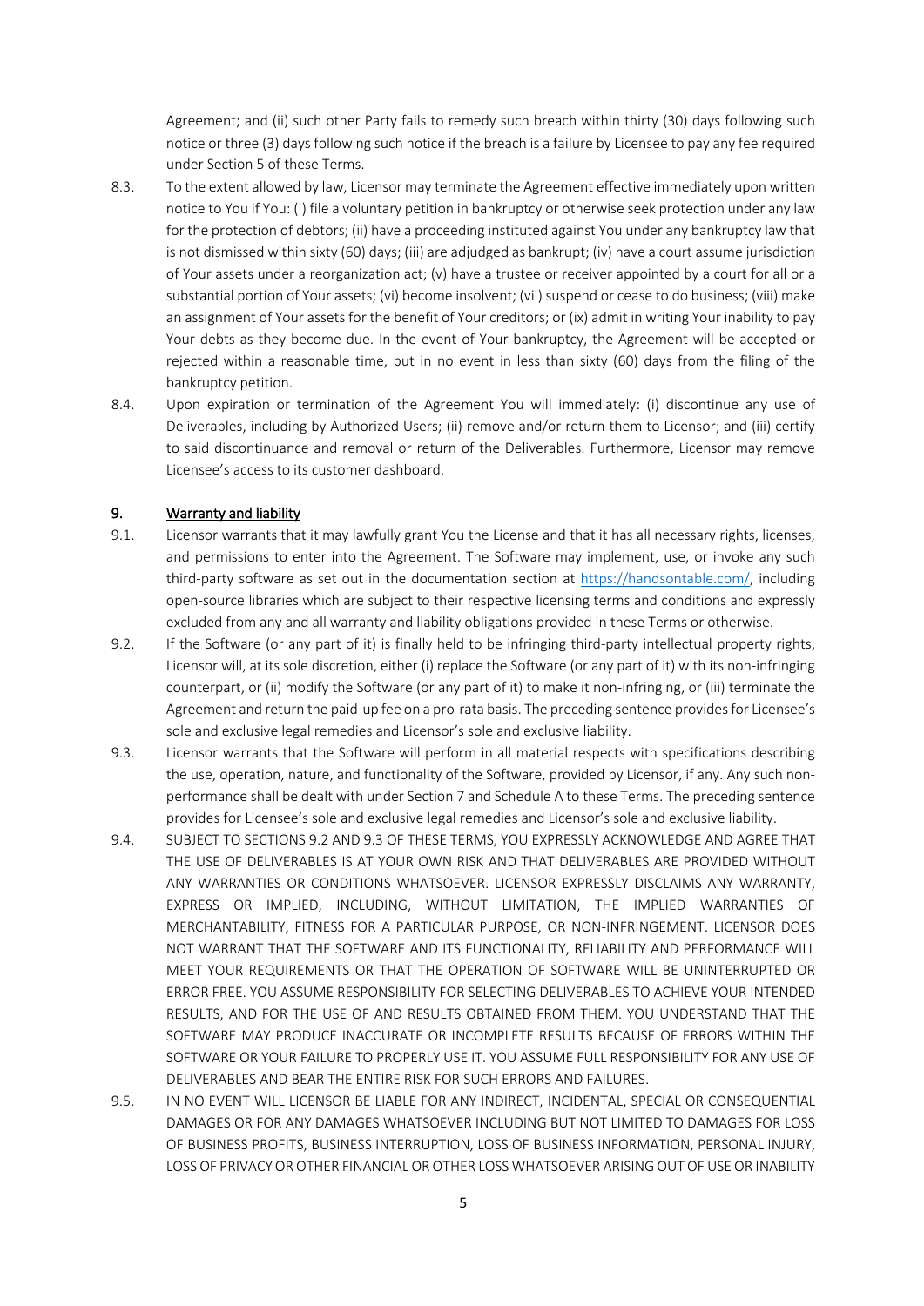Agreement; and (ii) such other Party fails to remedy such breach within thirty (30) days following such notice or three (3) days following such notice if the breach is a failure by Licensee to pay any fee required under Section 5 of these Terms.

8.3. To the extent allowed by law, Licensor may terminate the Agreement effective immediately upon written notice to You if You: (i) file a voluntary petition in bankruptcy or otherwise seek protection under any law for the protection of debtors; (ii) have a proceeding instituted against You under any bankruptcy law that is not dismissed within sixty (60) days; (iii) are adjudged as bankrupt; (iv) have a court assume jurisdiction of Your assets under a reorganization act; (v) have a trustee or receiver appointed by a court for all or a substantial portion of Your assets; (vi) become insolvent; (vii) suspend or cease to do business; (viii) make an assignment of Your assets for the benefit of Your creditors; or (ix) admit in writing Your inability to pay Your debts as they become due. In the event of Your bankruptcy, the Agreement will be accepted or rejected within a reasonable time, but in no event in less than sixty (60) days from the filing of the bankruptcy petition.

8.4. Upon expiration or termination of the Agreement You will immediately: (i) discontinue any use of Deliverables, including by Authorized Users; (ii) remove and/or return them to Licensor; and (iii) certify to said discontinuance and removal or return of the Deliverables. Furthermore, Licensor may remove Licensee's access to its customer dashboard.

## 9. Warranty and liability

9.1. Licensor warrants that it may lawfully grant You the License and that it has all necessary rights, licenses, and permissions to enter into the Agreement. The Software may implement, use, or invoke any such third-party software as set out in the documentation section at https://handsontable.com/, including open-source libraries which are subject to their respective licensing terms and conditions and expressly excluded from any and all warranty and liability obligations provided in these Terms or otherwise.

9.2. If the Software (or any part of it) is finally held to be infringing third-party intellectual property rights, Licensor will, at its sole discretion, either (i) replace the Software (or any part of it) with its non-infringing counterpart, or (ii) modify the Software (or any part of it) to make it non-infringing, or (iii) terminate the Agreement and return the paid-up fee on a pro-rata basis. The preceding sentence provides for Licensee's sole and exclusive legal remedies and Licensor's sole and exclusive liability.

9.3. Licensor warrants that the Software will perform in all material respects with specifications describing the use, operation, nature, and functionality of the Software, provided by Licensor, if any. Any such non-performance shall be dealt with under Section 7 and Schedule A to these Terms. The preceding sentence provides for Licensee's sole and exclusive legal remedies and Licensor's sole and exclusive liability.

9.4. SUBJECT TO SECTIONS 9.2 AND 9.3 OF THESE TERMS, YOU EXPRESSLY ACKNOWLEDGE AND AGREE THAT THE USE OF DELIVERABLES IS AT YOUR OWN RISK AND THAT DELIVERABLES ARE PROVIDED WITHOUT ANY WARRANTIES OR CONDITIONS WHATSOEVER. LICENSOR EXPRESSLY DISCLAIMS ANY WARRANTY, EXPRESS OR IMPLIED, INCLUDING, WITHOUT LIMITATION, THE IMPLIED WARRANTIES OF MERCHANTABILITY, FITNESS FOR A PARTICULAR PURPOSE, OR NON-INFRINGEMENT. LICENSOR DOES NOT WARRANT THAT THE SOFTWARE AND ITS FUNCTIONALITY, RELIABILITY AND PERFORMANCE WILL MEET YOUR REQUIREMENTS OR THAT THE OPERATION OF SOFTWARE WILL BE UNINTERRUPTED OR ERROR FREE. YOU ASSUME RESPONSIBILITY FOR SELECTING DELIVERABLES TO ACHIEVE YOUR INTENDED RESULTS, AND FOR THE USE OF AND RESULTS OBTAINED FROM THEM. YOU UNDERSTAND THAT THE SOFTWARE MAY PRODUCE INACCURATE OR INCOMPLETE RESULTS BECAUSE OF ERRORS WITHIN THE SOFTWARE OR YOUR FAILURE TO PROPERLY USE IT. YOU ASSUME FULL RESPONSIBILITY FOR ANY USE OF DELIVERABLES AND BEAR THE ENTIRE RISK FOR SUCH ERRORS AND FAILURES.

9.5. IN NO EVENT WILL LICENSOR BE LIABLE FOR ANY INDIRECT, INCIDENTAL, SPECIAL OR CONSEQUENTIAL DAMAGES OR FOR ANY DAMAGES WHATSOEVER INCLUDING BUT NOT LIMITED TO DAMAGES FOR LOSS OF BUSINESS PROFITS, BUSINESS INTERRUPTION, LOSS OF BUSINESS INFORMATION, PERSONAL INJURY, LOSS OF PRIVACY OR OTHER FINANCIAL OR OTHER LOSS WHATSOEVER ARISING OUT OF USE OR INABILITY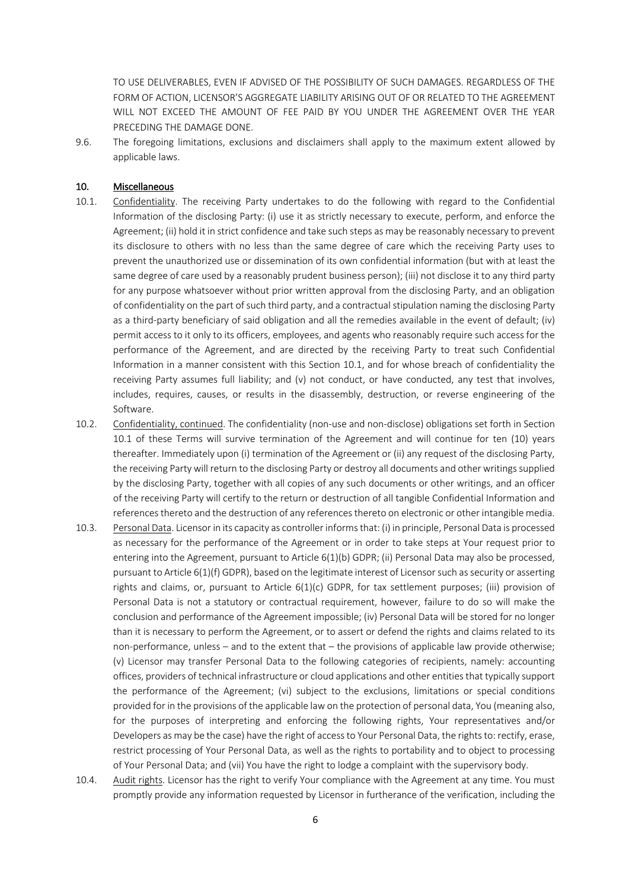TO USE DELIVERABLES, EVEN IF ADVISED OF THE POSSIBILITY OF SUCH DAMAGES. REGARDLESS OF THE FORM OF ACTION, LICENSOR'S AGGREGATE LIABILITY ARISING OUT OF OR RELATED TO THE AGREEMENT WILL NOT EXCEED THE AMOUNT OF FEE PAID BY YOU UNDER THE AGREEMENT OVER THE YEAR PRECEDING THE DAMAGE DONE.

9.6. The foregoing limitations, exclusions and disclaimers shall apply to the maximum extent allowed by applicable laws.

## 10. Miscellaneous

10.1. Confidentiality. The receiving Party undertakes to do the following with regard to the Confidential Information of the disclosing Party: (i) use it as strictly necessary to execute, perform, and enforce the Agreement; (ii) hold it in strict confidence and take such steps as may be reasonably necessary to prevent its disclosure to others with no less than the same degree of care which the receiving Party uses to prevent the unauthorized use or dissemination of its own confidential information (but with at least the same degree of care used by a reasonably prudent business person); (iii) not disclose it to any third party for any purpose whatsoever without prior written approval from the disclosing Party, and an obligation of confidentiality on the part of such third party, and a contractual stipulation naming the disclosing Party as a third-party beneficiary of said obligation and all the remedies available in the event of default; (iv) permit access to it only to its officers, employees, and agents who reasonably require such access for the performance of the Agreement, and are directed by the receiving Party to treat such Confidential Information in a manner consistent with this Section 10.1, and for whose breach of confidentiality the receiving Party assumes full liability; and (v) not conduct, or have conducted, any test that involves, includes, requires, causes, or results in the disassembly, destruction, or reverse engineering of the Software.

10.2. Confidentiality, continued. The confidentiality (non-use and non-disclose) obligations set forth in Section 10.1 of these Terms will survive termination of the Agreement and will continue for ten (10) years thereafter. Immediately upon (i) termination of the Agreement or (ii) any request of the disclosing Party, the receiving Party will return to the disclosing Party or destroy all documents and other writings supplied by the disclosing Party, together with all copies of any such documents or other writings, and an officer of the receiving Party will certify to the return or destruction of all tangible Confidential Information and references thereto and the destruction of any references thereto on electronic or other intangible media.

10.3. Personal Data. Licensor in its capacity as controller informs that: (i) in principle, Personal Data is processed as necessary for the performance of the Agreement or in order to take steps at Your request prior to entering into the Agreement, pursuant to Article 6(1)(b) GDPR; (ii) Personal Data may also be processed, pursuant to Article 6(1)(f) GDPR), based on the legitimate interest of Licensor such as security or asserting rights and claims, or, pursuant to Article 6(1)(c) GDPR, for tax settlement purposes; (iii) provision of Personal Data is not a statutory or contractual requirement, however, failure to do so will make the conclusion and performance of the Agreement impossible; (iv) Personal Data will be stored for no longer than it is necessary to perform the Agreement, or to assert or defend the rights and claims related to its non-performance, unless – and to the extent that – the provisions of applicable law provide otherwise; (v) Licensor may transfer Personal Data to the following categories of recipients, namely: accounting offices, providers of technical infrastructure or cloud applications and other entities that typically support the performance of the Agreement; (vi) subject to the exclusions, limitations or special conditions provided for in the provisions of the applicable law on the protection of personal data, You (meaning also, for the purposes of interpreting and enforcing the following rights, Your representatives and/or Developers as may be the case) have the right of access to Your Personal Data, the rights to: rectify, erase, restrict processing of Your Personal Data, as well as the rights to portability and to object to processing of Your Personal Data; and (vii) You have the right to lodge a complaint with the supervisory body.

10.4. Audit rights. Licensor has the right to verify Your compliance with the Agreement at any time. You must promptly provide any information requested by Licensor in furtherance of the verification, including the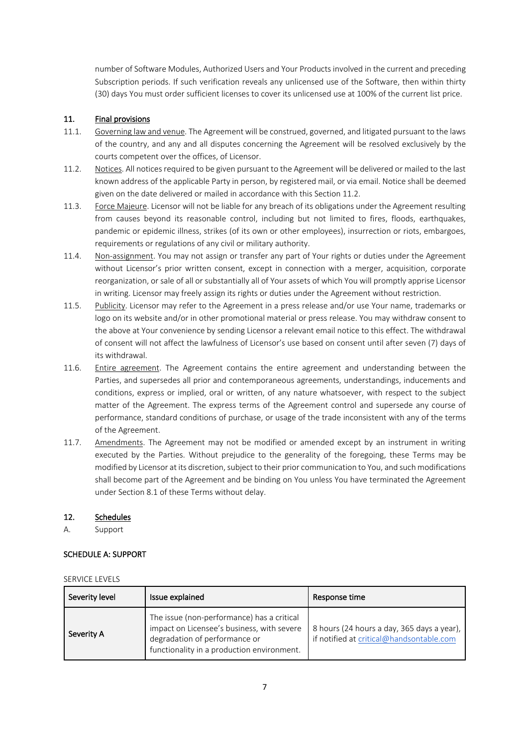number of Software Modules, Authorized Users and Your Products involved in the current and preceding Subscription periods. If such verification reveals any unlicensed use of the Software, then within thirty (30) days You must order sufficient licenses to cover its unlicensed use at 100% of the current list price.

## 11. Final provisions

11.1. Governing law and venue. The Agreement will be construed, governed, and litigated pursuant to the laws of the country, and any and all disputes concerning the Agreement will be resolved exclusively by the courts competent over the offices, of Licensor.

11.2. Notices. All notices required to be given pursuant to the Agreement will be delivered or mailed to the last known address of the applicable Party in person, by registered mail, or via email. Notice shall be deemed given on the date delivered or mailed in accordance with this Section 11.2.

11.3. Force Majeure. Licensor will not be liable for any breach of its obligations under the Agreement resulting from causes beyond its reasonable control, including but not limited to fires, floods, earthquakes, pandemic or epidemic illness, strikes (of its own or other employees), insurrection or riots, embargoes, requirements or regulations of any civil or military authority.

11.4. Non-assignment. You may not assign or transfer any part of Your rights or duties under the Agreement without Licensor's prior written consent, except in connection with a merger, acquisition, corporate reorganization, or sale of all or substantially all of Your assets of which You will promptly apprise Licensor in writing. Licensor may freely assign its rights or duties under the Agreement without restriction.

11.5. Publicity. Licensor may refer to the Agreement in a press release and/or use Your name, trademarks or logo on its website and/or in other promotional material or press release. You may withdraw consent to the above at Your convenience by sending Licensor a relevant email notice to this effect. The withdrawal of consent will not affect the lawfulness of Licensor's use based on consent until after seven (7) days of its withdrawal.

11.6. Entire agreement. The Agreement contains the entire agreement and understanding between the Parties, and supersedes all prior and contemporaneous agreements, understandings, inducements and conditions, express or implied, oral or written, of any nature whatsoever, with respect to the subject matter of the Agreement. The express terms of the Agreement control and supersede any course of performance, standard conditions of purchase, or usage of the trade inconsistent with any of the terms of the Agreement.

11.7. Amendments. The Agreement may not be modified or amended except by an instrument in writing executed by the Parties. Without prejudice to the generality of the foregoing, these Terms may be modified by Licensor at its discretion, subject to their prior communication to You, and such modifications shall become part of the Agreement and be binding on You unless You have terminated the Agreement under Section 8.1 of these Terms without delay.

## 12. Schedules

A. Support

## SCHEDULE A: SUPPORT

SERVICE LEVELS

| Severity level | Issue explained | Response time |
|---|---|---|
| Severity A | The issue (non-performance) has a critical impact on Licensee's business, with severe degradation of performance or functionality in a production environment. | 8 hours (24 hours a day, 365 days a year), if notified at critical@handsontable.com |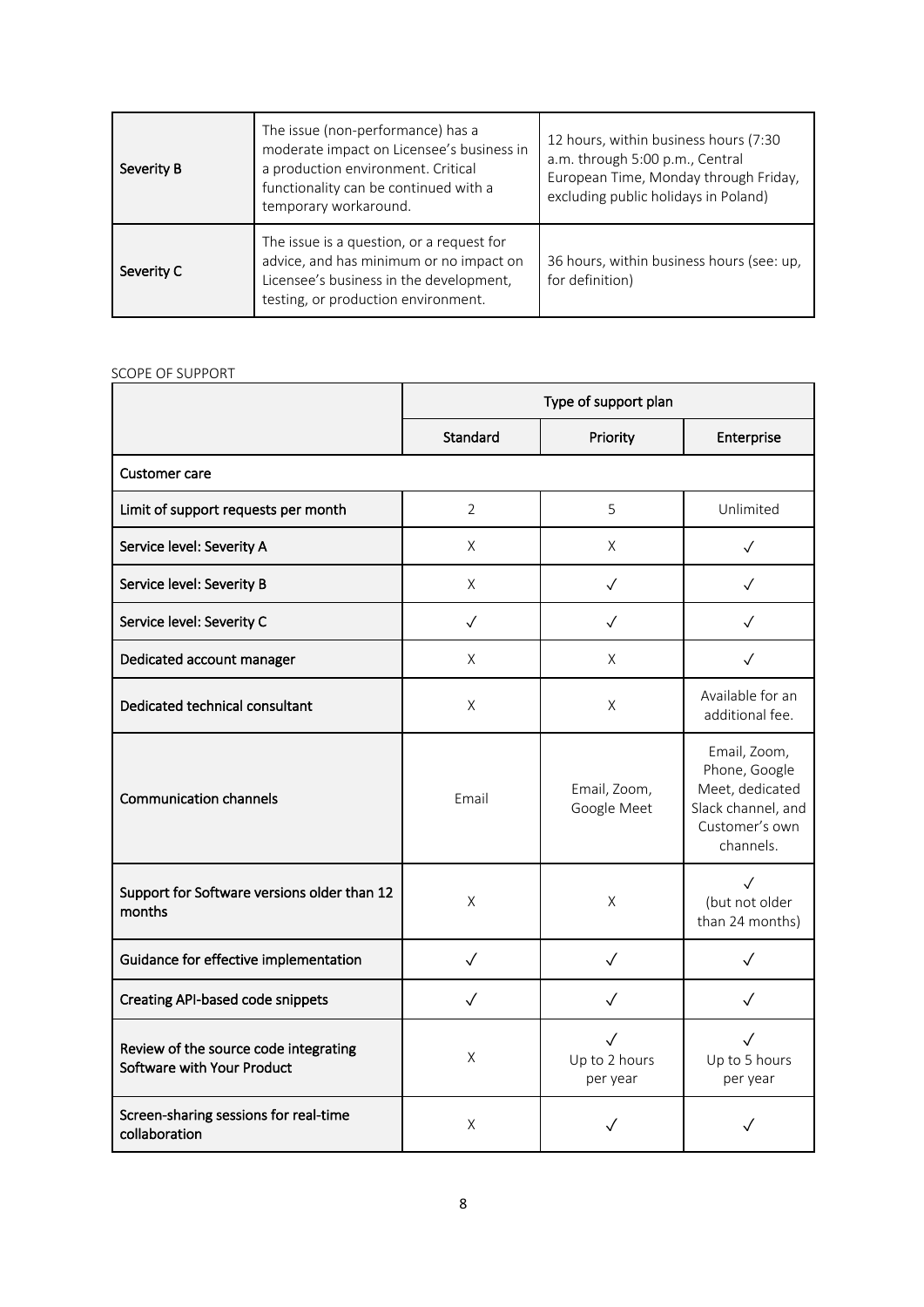| | | |
|---|---|---|
| Severity B | The issue (non-performance) has a moderate impact on Licensee's business in a production environment. Critical functionality can be continued with a temporary workaround. | 12 hours, within business hours (7:30 a.m. through 5:00 p.m., Central European Time, Monday through Friday, excluding public holidays in Poland) |
| Severity C | The issue is a question, or a request for advice, and has minimum or no impact on Licensee's business in the development, testing, or production environment. | 36 hours, within business hours (see: up, for definition) |

SCOPE OF SUPPORT

| | Type of support plan | | |
|---|---|---|---|
| | Standard | Priority | Enterprise |
| Customer care | | | |
| Limit of support requests per month | 2 | 5 | Unlimited |
| Service level: Severity A | X | X | ✓ |
| Service level: Severity B | X | ✓ | ✓ |
| Service level: Severity C | ✓ | ✓ | ✓ |
| Dedicated account manager | X | X | ✓ |
| Dedicated technical consultant | X | X | Available for an additional fee. |
| Communication channels | Email | Email, Zoom, Google Meet | Email, Zoom, Phone, Google Meet, dedicated Slack channel, and Customer's own channels. |
| Support for Software versions older than 12 months | X | X | ✓ (but not older than 24 months) |
| Guidance for effective implementation | ✓ | ✓ | ✓ |
| Creating API-based code snippets | ✓ | ✓ | ✓ |
| Review of the source code integrating Software with Your Product | X | ✓ Up to 2 hours per year | ✓ Up to 5 hours per year |
| Screen-sharing sessions for real-time collaboration | X | ✓ | ✓ |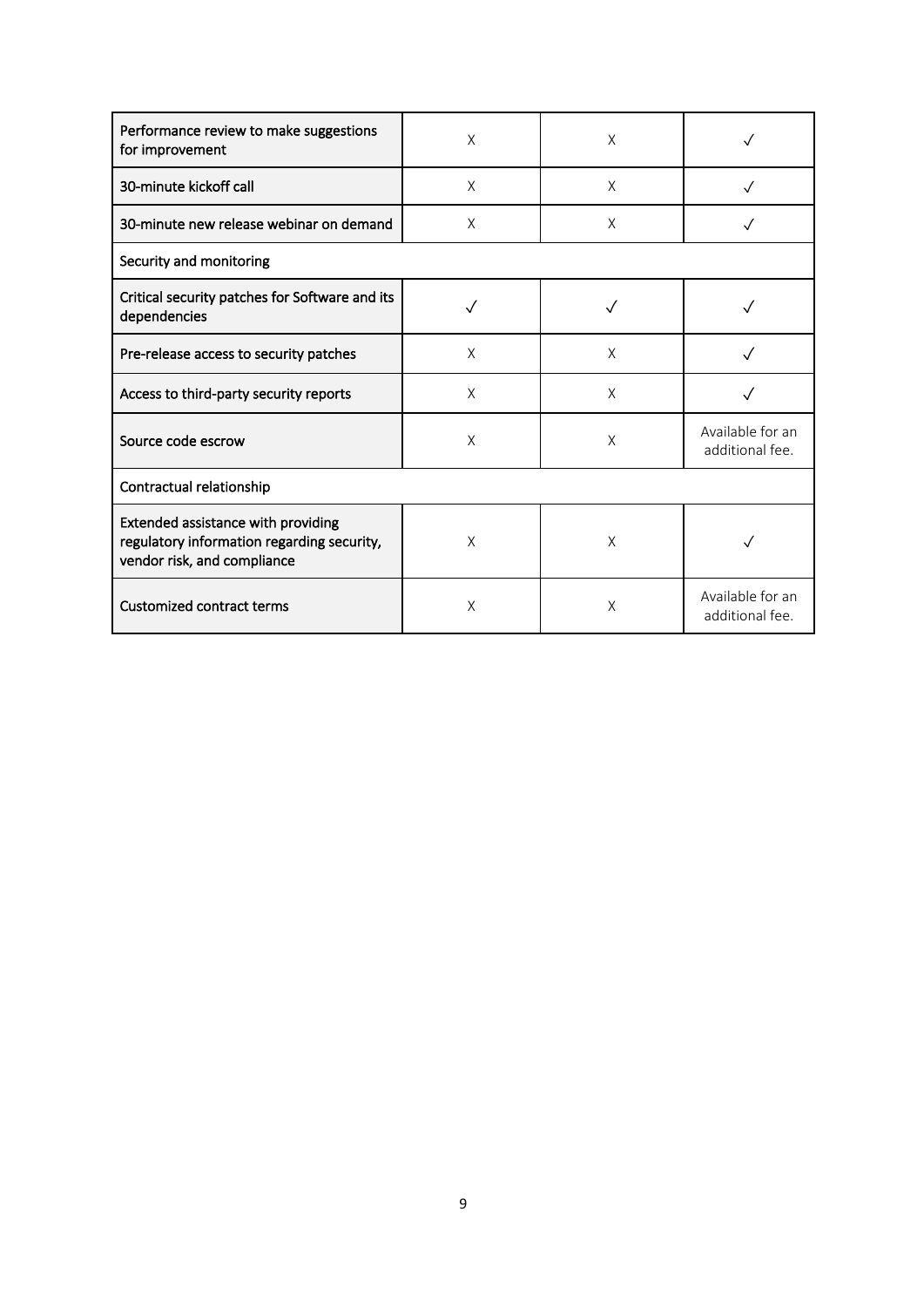| | | | |
|---|---|---|---|
| Performance review to make suggestions for improvement | X | X | ✓ |
| 30-minute kickoff call | X | X | ✓ |
| 30-minute new release webinar on demand | X | X | ✓ |
| Security and monitoring | | | |
| Critical security patches for Software and its dependencies | ✓ | ✓ | ✓ |
| Pre-release access to security patches | X | X | ✓ |
| Access to third-party security reports | X | X | ✓ |
| Source code escrow | X | X | Available for an additional fee. |
| Contractual relationship | | | |
| Extended assistance with providing regulatory information regarding security, vendor risk, and compliance | X | X | ✓ |
| Customized contract terms | X | X | Available for an additional fee. |